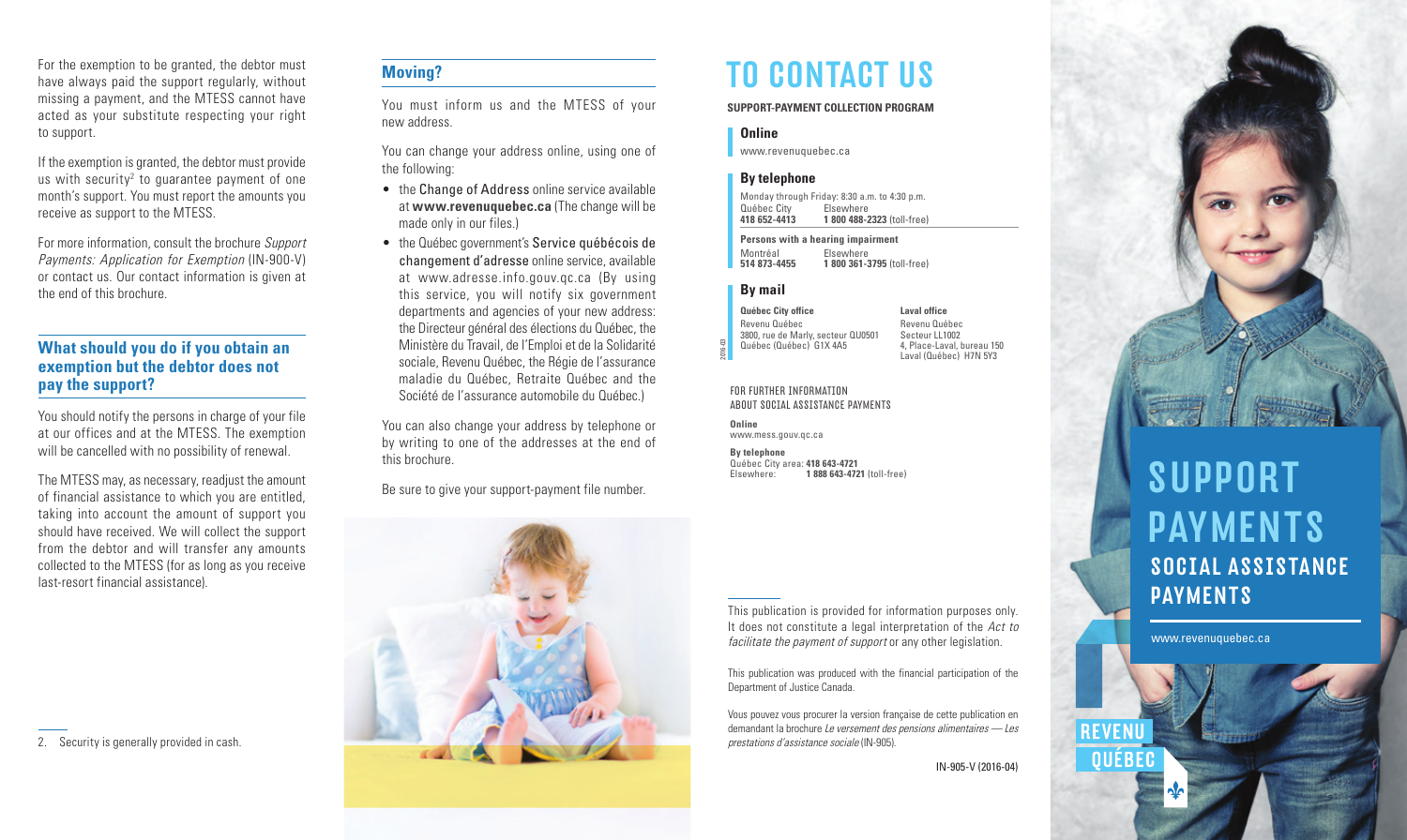For the exemption to be granted, the debtor must have always paid the support regularly, without missing a payment, and the MTESS cannot have acted as your substitute respecting your right to support.

If the exemption is granted, the debtor must provide us with security[2] to guarantee payment of one month's support. You must report the amounts you receive as support to the MTESS.

For more information, consult the brochure *Support Payments: Application for Exemption* (IN-900-V) or contact us. Our contact information is given at the end of this brochure.

## What should you do if you obtain an exemption but the debtor does not pay the support?

You should notify the persons in charge of your file at our offices and at the MTESS. The exemption will be cancelled with no possibility of renewal.

The MTESS may, as necessary, readjust the amount of financial assistance to which you are entitled, taking into account the amount of support you should have received. We will collect the support from the debtor and will transfer any amounts collected to the MTESS (for as long as you receive last-resort financial assistance).

2. Security is generally provided in cash.

## Moving?

You must inform us and the MTESS of your new address.

You can change your address online, using one of the following:

- the Change of Address online service available at **www.revenuquebec.ca** (The change will be made only in our files.)
- the Québec government's Service québécois de changement d'adresse online service, available at www.adresse.info.gouv.qc.ca (By using this service, you will notify six government departments and agencies of your new address: the Directeur général des élections du Québec, the Ministère du Travail, de l'Emploi et de la Solidarité sociale, Revenu Québec, the Régie de l'assurance maladie du Québec, Retraite Québec and the Société de l'assurance automobile du Québec.)

You can also change your address by telephone or by writing to one of the addresses at the end of this brochure.

Be sure to give your support-payment file number.

# TO CONTACT US

**SUPPORT-PAYMENT COLLECTION PROGRAM**

### Online

www.revenuquebec.ca

### By telephone

Monday through Friday: 8:30 a.m. to 4:30 p.m.

| Québec City | Elsewhere |
|---|---|
| **418 652-4413** | **1 800 488-2323** (toll-free) |

**Persons with a hearing impairment**

| Montréal | Elsewhere |
|---|---|
| **514 873-4455** | **1 800 361-3795** (toll-free) |

### By mail

**Québec City office**
Revenu Québec
3800, rue de Marly, secteur QU0501
Québec (Québec) G1X 4A5

**Laval office**
Revenu Québec
Secteur LL1002
4, Place-Laval, bureau 150
Laval (Québec) H7N 5Y3

FOR FURTHER INFORMATION ABOUT SOCIAL ASSISTANCE PAYMENTS

**Online**
www.mess.gouv.qc.ca

**By telephone**
Québec City area: **418 643-4721**
Elsewhere: **1 888 643-4721** (toll-free)

This publication is provided for information purposes only. It does not constitute a legal interpretation of the *Act to facilitate the payment of support* or any other legislation.

This publication was produced with the financial participation of the Department of Justice Canada.

Vous pouvez vous procurer la version française de cette publication en demandant la brochure *Le versement des pensions alimentaires — Les prestations d'assistance sociale* (IN-905).

IN-905-V (2016-04)

# SUPPORT PAYMENTS

## SOCIAL ASSISTANCE PAYMENTS

www.revenuquebec.ca

REVENU QUÉBEC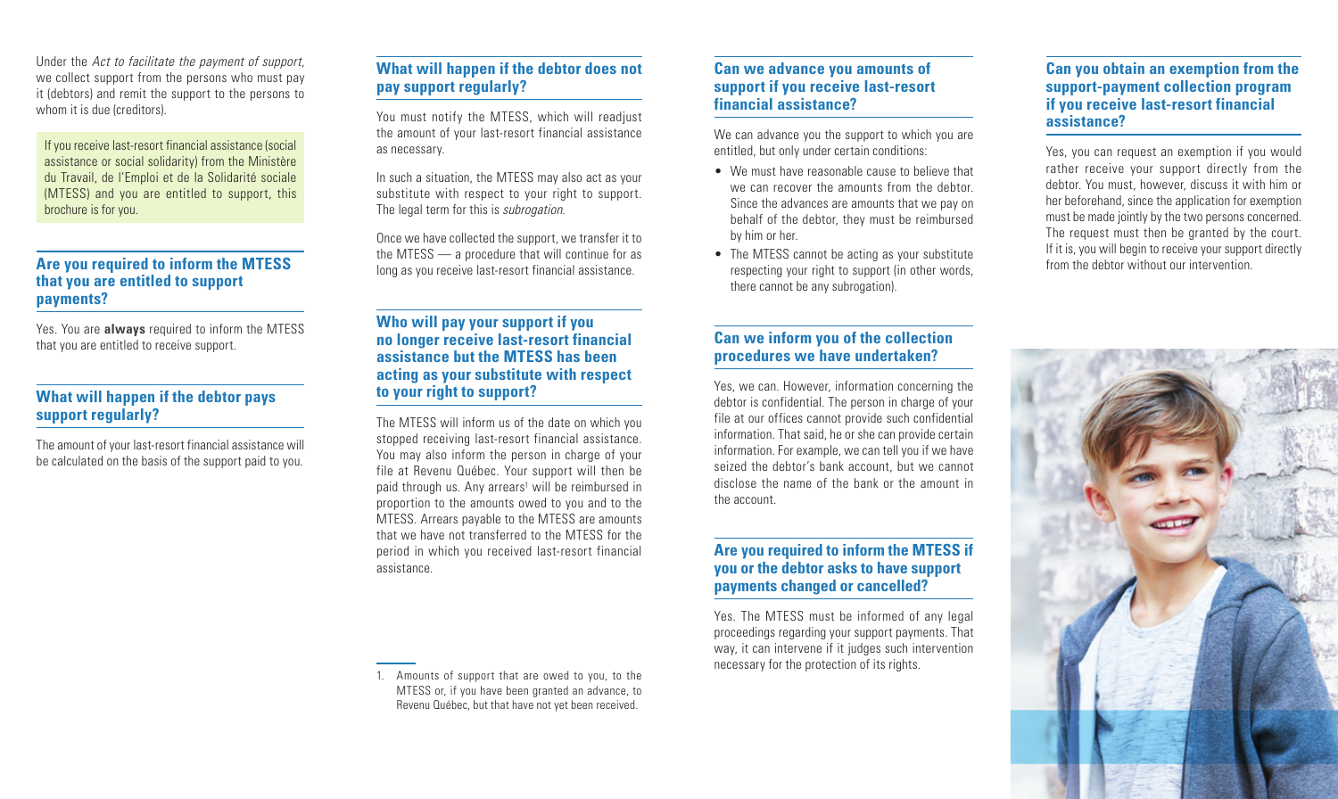Under the *Act to facilitate the payment of support*, we collect support from the persons who must pay it (debtors) and remit the support to the persons to whom it is due (creditors).

If you receive last-resort financial assistance (social assistance or social solidarity) from the Ministère du Travail, de l'Emploi et de la Solidarité sociale (MTESS) and you are entitled to support, this brochure is for you.

## Are you required to inform the MTESS that you are entitled to support payments?

Yes. You are **always** required to inform the MTESS that you are entitled to receive support.

## What will happen if the debtor pays support regularly?

The amount of your last-resort financial assistance will be calculated on the basis of the support paid to you.

## What will happen if the debtor does not pay support regularly?

You must notify the MTESS, which will readjust the amount of your last-resort financial assistance as necessary.

In such a situation, the MTESS may also act as your substitute with respect to your right to support. The legal term for this is *subrogation*.

Once we have collected the support, we transfer it to the MTESS — a procedure that will continue for as long as you receive last-resort financial assistance.

## Who will pay your support if you no longer receive last-resort financial assistance but the MTESS has been acting as your substitute with respect to your right to support?

The MTESS will inform us of the date on which you stopped receiving last-resort financial assistance. You may also inform the person in charge of your file at Revenu Québec. Your support will then be paid through us. Any arrears[1] will be reimbursed in proportion to the amounts owed to you and to the MTESS. Arrears payable to the MTESS are amounts that we have not transferred to the MTESS for the period in which you received last-resort financial assistance.

1. Amounts of support that are owed to you, to the MTESS or, if you have been granted an advance, to Revenu Québec, but that have not yet been received.

## Can we advance you amounts of support if you receive last-resort financial assistance?

We can advance you the support to which you are entitled, but only under certain conditions:

- We must have reasonable cause to believe that we can recover the amounts from the debtor. Since the advances are amounts that we pay on behalf of the debtor, they must be reimbursed by him or her.
- The MTESS cannot be acting as your substitute respecting your right to support (in other words, there cannot be any subrogation).

## Can we inform you of the collection procedures we have undertaken?

Yes, we can. However, information concerning the debtor is confidential. The person in charge of your file at our offices cannot provide such confidential information. That said, he or she can provide certain information. For example, we can tell you if we have seized the debtor's bank account, but we cannot disclose the name of the bank or the amount in the account.

## Are you required to inform the MTESS if you or the debtor asks to have support payments changed or cancelled?

Yes. The MTESS must be informed of any legal proceedings regarding your support payments. That way, it can intervene if it judges such intervention necessary for the protection of its rights.

## Can you obtain an exemption from the support-payment collection program if you receive last-resort financial assistance?

Yes, you can request an exemption if you would rather receive your support directly from the debtor. You must, however, discuss it with him or her beforehand, since the application for exemption must be made jointly by the two persons concerned. The request must then be granted by the court. If it is, you will begin to receive your support directly from the debtor without our intervention.